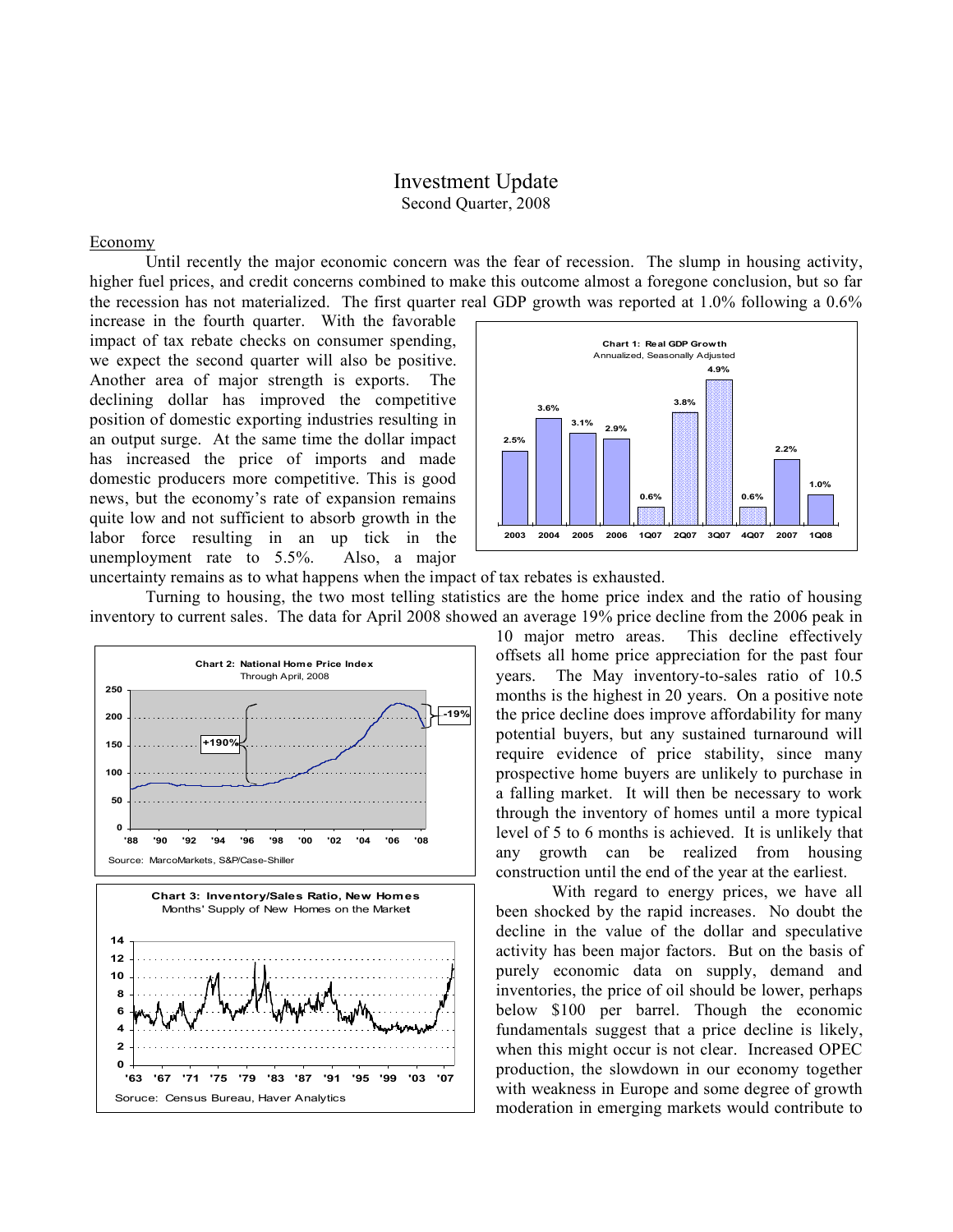# Investment Update
Second Quarter, 2008

## Economy

Until recently the major economic concern was the fear of recession. The slump in housing activity, higher fuel prices, and credit concerns combined to make this outcome almost a foregone conclusion, but so far the recession has not materialized. The first quarter real GDP growth was reported at 1.0% following a 0.6% increase in the fourth quarter. With the favorable impact of tax rebate checks on consumer spending, we expect the second quarter will also be positive. Another area of major strength is exports. The declining dollar has improved the competitive position of domestic exporting industries resulting in an output surge. At the same time the dollar impact has increased the price of imports and made domestic producers more competitive. This is good news, but the economy's rate of expansion remains quite low and not sufficient to absorb growth in the labor force resulting in an up tick in the unemployment rate to 5.5%. Also, a major uncertainty remains as to what happens when the impact of tax rebates is exhausted.

**Chart 1: Real GDP Growth**
Annualized, Seasonally Adjusted

| 2003 | 2004 | 2005 | 2006 | 1Q07 | 2Q07 | 3Q07 | 4Q07 | 2007 | 1Q08 |
|---|---|---|---|---|---|---|---|---|---|
| 2.5% | 3.6% | 3.1% | 2.9% | 0.6% | 3.8% | 4.9% | 0.6% | 2.2% | 1.0% |

Turning to housing, the two most telling statistics are the home price index and the ratio of housing inventory to current sales. The data for April 2008 showed an average 19% price decline from the 2006 peak in 10 major metro areas. This decline effectively offsets all home price appreciation for the past four years. The May inventory-to-sales ratio of 10.5 months is the highest in 20 years. On a positive note the price decline does improve affordability for many potential buyers, but any sustained turnaround will require evidence of price stability, since many prospective home buyers are unlikely to purchase in a falling market. It will then be necessary to work through the inventory of homes until a more typical level of 5 to 6 months is achieved. It is unlikely that any growth can be realized from housing construction until the end of the year at the earliest.

**Chart 2: National Home Price Index**
Through April, 2008

(+190% rise from mid-1990s to 2006 peak; -19% decline from peak)

Source: MarcoMarkets, S&P/Case-Shiller

**Chart 3: Inventory/Sales Ratio, New Homes**
Months' Supply of New Homes on the Market

Soruce: Census Bureau, Haver Analytics

With regard to energy prices, we have all been shocked by the rapid increases. No doubt the decline in the value of the dollar and speculative activity has been major factors. But on the basis of purely economic data on supply, demand and inventories, the price of oil should be lower, perhaps below $100 per barrel. Though the economic fundamentals suggest that a price decline is likely, when this might occur is not clear. Increased OPEC production, the slowdown in our economy together with weakness in Europe and some degree of growth moderation in emerging markets would contribute to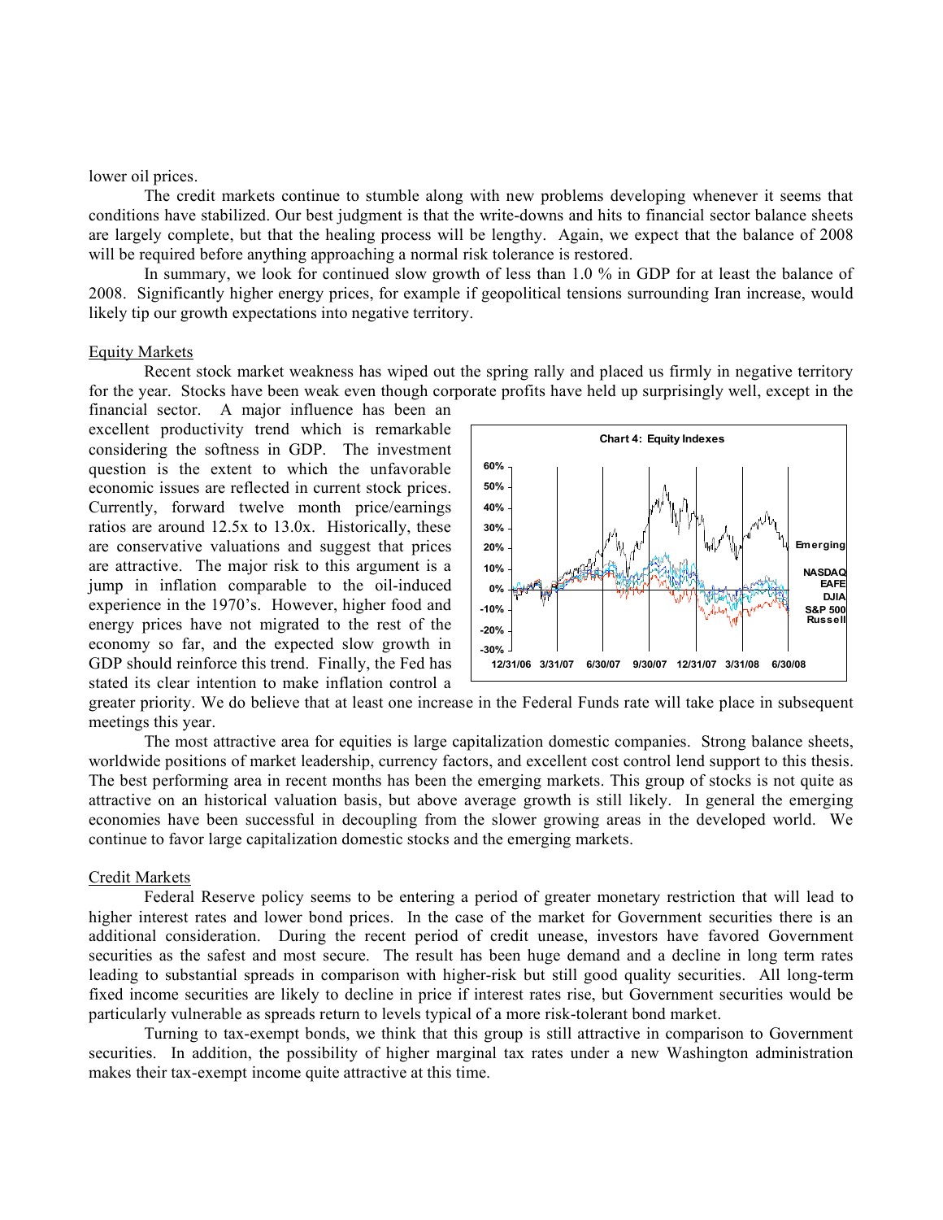lower oil prices.

The credit markets continue to stumble along with new problems developing whenever it seems that conditions have stabilized. Our best judgment is that the write-downs and hits to financial sector balance sheets are largely complete, but that the healing process will be lengthy. Again, we expect that the balance of 2008 will be required before anything approaching a normal risk tolerance is restored.

In summary, we look for continued slow growth of less than 1.0 % in GDP for at least the balance of 2008. Significantly higher energy prices, for example if geopolitical tensions surrounding Iran increase, would likely tip our growth expectations into negative territory.

## Equity Markets

Recent stock market weakness has wiped out the spring rally and placed us firmly in negative territory for the year. Stocks have been weak even though corporate profits have held up surprisingly well, except in the financial sector. A major influence has been an excellent productivity trend which is remarkable considering the softness in GDP. The investment question is the extent to which the unfavorable economic issues are reflected in current stock prices. Currently, forward twelve month price/earnings ratios are around 12.5x to 13.0x. Historically, these are conservative valuations and suggest that prices are attractive. The major risk to this argument is a jump in inflation comparable to the oil-induced experience in the 1970's. However, higher food and energy prices have not migrated to the rest of the economy so far, and the expected slow growth in GDP should reinforce this trend. Finally, the Fed has stated its clear intention to make inflation control a greater priority. We do believe that at least one increase in the Federal Funds rate will take place in subsequent meetings this year.

Chart 4: Equity Indexes

60%
50%
40%
30%
20%
10%
0%
-10%
-20%
-30%

12/31/06 3/31/07 6/30/07 9/30/07 12/31/07 3/31/08 6/30/08

Emerging
NASDAQ
EAFE
DJIA
S&P 500
Russell

The most attractive area for equities is large capitalization domestic companies. Strong balance sheets, worldwide positions of market leadership, currency factors, and excellent cost control lend support to this thesis. The best performing area in recent months has been the emerging markets. This group of stocks is not quite as attractive on an historical valuation basis, but above average growth is still likely. In general the emerging economies have been successful in decoupling from the slower growing areas in the developed world. We continue to favor large capitalization domestic stocks and the emerging markets.

## Credit Markets

Federal Reserve policy seems to be entering a period of greater monetary restriction that will lead to higher interest rates and lower bond prices. In the case of the market for Government securities there is an additional consideration. During the recent period of credit unease, investors have favored Government securities as the safest and most secure. The result has been huge demand and a decline in long term rates leading to substantial spreads in comparison with higher-risk but still good quality securities. All long-term fixed income securities are likely to decline in price if interest rates rise, but Government securities would be particularly vulnerable as spreads return to levels typical of a more risk-tolerant bond market.

Turning to tax-exempt bonds, we think that this group is still attractive in comparison to Government securities. In addition, the possibility of higher marginal tax rates under a new Washington administration makes their tax-exempt income quite attractive at this time.